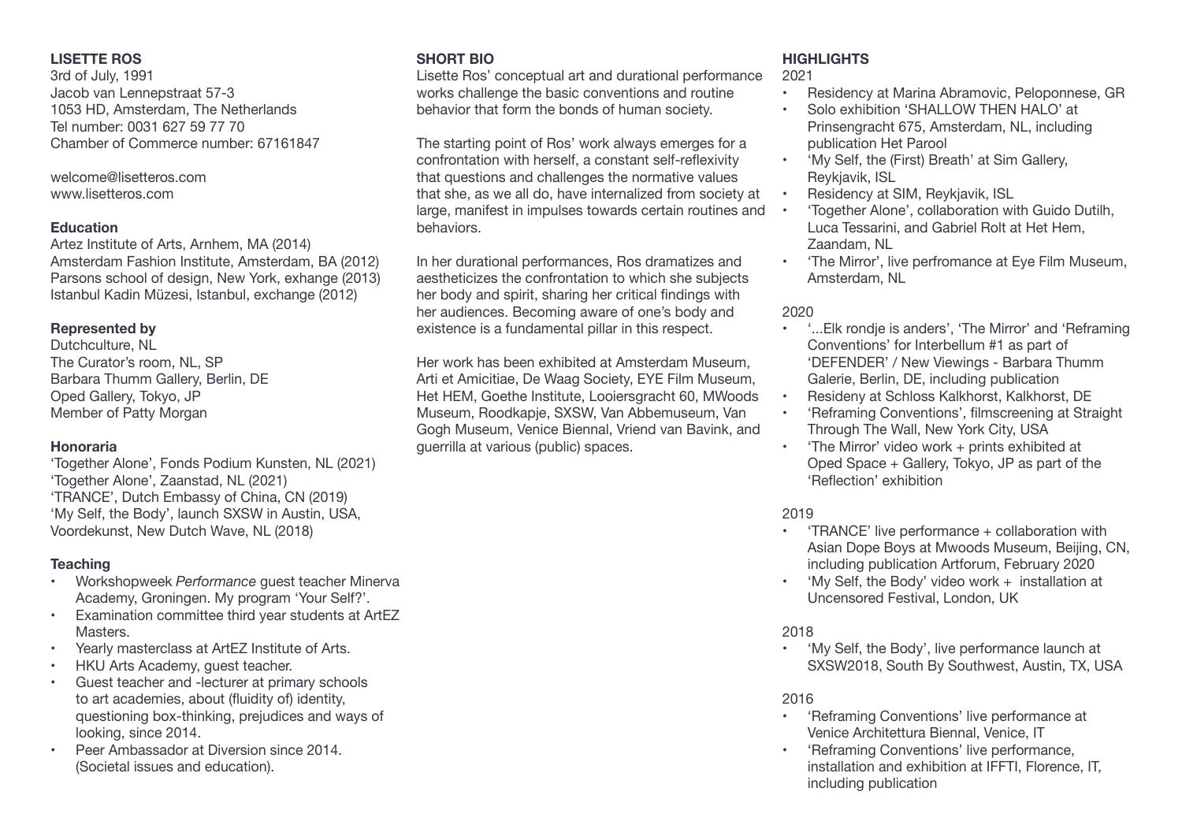## LISETTE ROS

3rd of July, 1991
Jacob van Lennepstraat 57-3
1053 HD, Amsterdam, The Netherlands
Tel number: 0031 627 59 77 70
Chamber of Commerce number: 67161847

welcome@lisetteros.com
www.lisetteros.com

### Education

Artez Institute of Arts, Arnhem, MA (2014)
Amsterdam Fashion Institute, Amsterdam, BA (2012)
Parsons school of design, New York, exhange (2013)
Istanbul Kadin Müzesi, Istanbul, exchange (2012)

### Represented by

Dutchculture, NL
The Curator's room, NL, SP
Barbara Thumm Gallery, Berlin, DE
Oped Gallery, Tokyo, JP
Member of Patty Morgan

### Honoraria

'Together Alone', Fonds Podium Kunsten, NL (2021)
'Together Alone', Zaanstad, NL (2021)
'TRANCE', Dutch Embassy of China, CN (2019)
'My Self, the Body', launch SXSW in Austin, USA,
Voordekunst, New Dutch Wave, NL (2018)

### Teaching

- Workshopweek *Performance* guest teacher Minerva Academy, Groningen. My program 'Your Self?'.
- Examination committee third year students at ArtEZ Masters.
- Yearly masterclass at ArtEZ Institute of Arts.
- HKU Arts Academy, guest teacher.
- Guest teacher and -lecturer at primary schools to art academies, about (fluidity of) identity, questioning box-thinking, prejudices and ways of looking, since 2014.
- Peer Ambassador at Diversion since 2014. (Societal issues and education).

## SHORT BIO

Lisette Ros' conceptual art and durational performance works challenge the basic conventions and routine behavior that form the bonds of human society.

The starting point of Ros' work always emerges for a confrontation with herself, a constant self-reflexivity that questions and challenges the normative values that she, as we all do, have internalized from society at large, manifest in impulses towards certain routines and behaviors.

In her durational performances, Ros dramatizes and aestheticizes the confrontation to which she subjects her body and spirit, sharing her critical findings with her audiences. Becoming aware of one's body and existence is a fundamental pillar in this respect.

Her work has been exhibited at Amsterdam Museum, Arti et Amicitiae, De Waag Society, EYE Film Museum, Het HEM, Goethe Institute, Looiersgracht 60, MWoods Museum, Roodkapje, SXSW, Van Abbemuseum, Van Gogh Museum, Venice Biennal, Vriend van Bavink, and guerrilla at various (public) spaces.

## HIGHLIGHTS

2021

- Residency at Marina Abramovic, Peloponnese, GR
- Solo exhibition 'SHALLOW THEN HALO' at Prinsengracht 675, Amsterdam, NL, including publication Het Parool
- 'My Self, the (First) Breath' at Sim Gallery, Reykjavik, ISL
- Residency at SIM, Reykjavik, ISL
- 'Together Alone', collaboration with Guido Dutilh, Luca Tessarini, and Gabriel Rolt at Het Hem, Zaandam, NL
- 'The Mirror', live perfromance at Eye Film Museum, Amsterdam, NL

2020

- '...Elk rondje is anders', 'The Mirror' and 'Reframing Conventions' for Interbellum #1 as part of 'DEFENDER' / New Viewings - Barbara Thumm Galerie, Berlin, DE, including publication
- Resideny at Schloss Kalkhorst, Kalkhorst, DE
- 'Reframing Conventions', filmscreening at Straight Through The Wall, New York City, USA
- 'The Mirror' video work + prints exhibited at Oped Space + Gallery, Tokyo, JP as part of the 'Reflection' exhibition

2019

- 'TRANCE' live performance + collaboration with Asian Dope Boys at Mwoods Museum, Beijing, CN, including publication Artforum, February 2020
- 'My Self, the Body' video work + installation at Uncensored Festival, London, UK

2018

- 'My Self, the Body', live performance launch at SXSW2018, South By Southwest, Austin, TX, USA

2016

- 'Reframing Conventions' live performance at Venice Architettura Biennal, Venice, IT
- 'Reframing Conventions' live performance, installation and exhibition at IFFTI, Florence, IT, including publication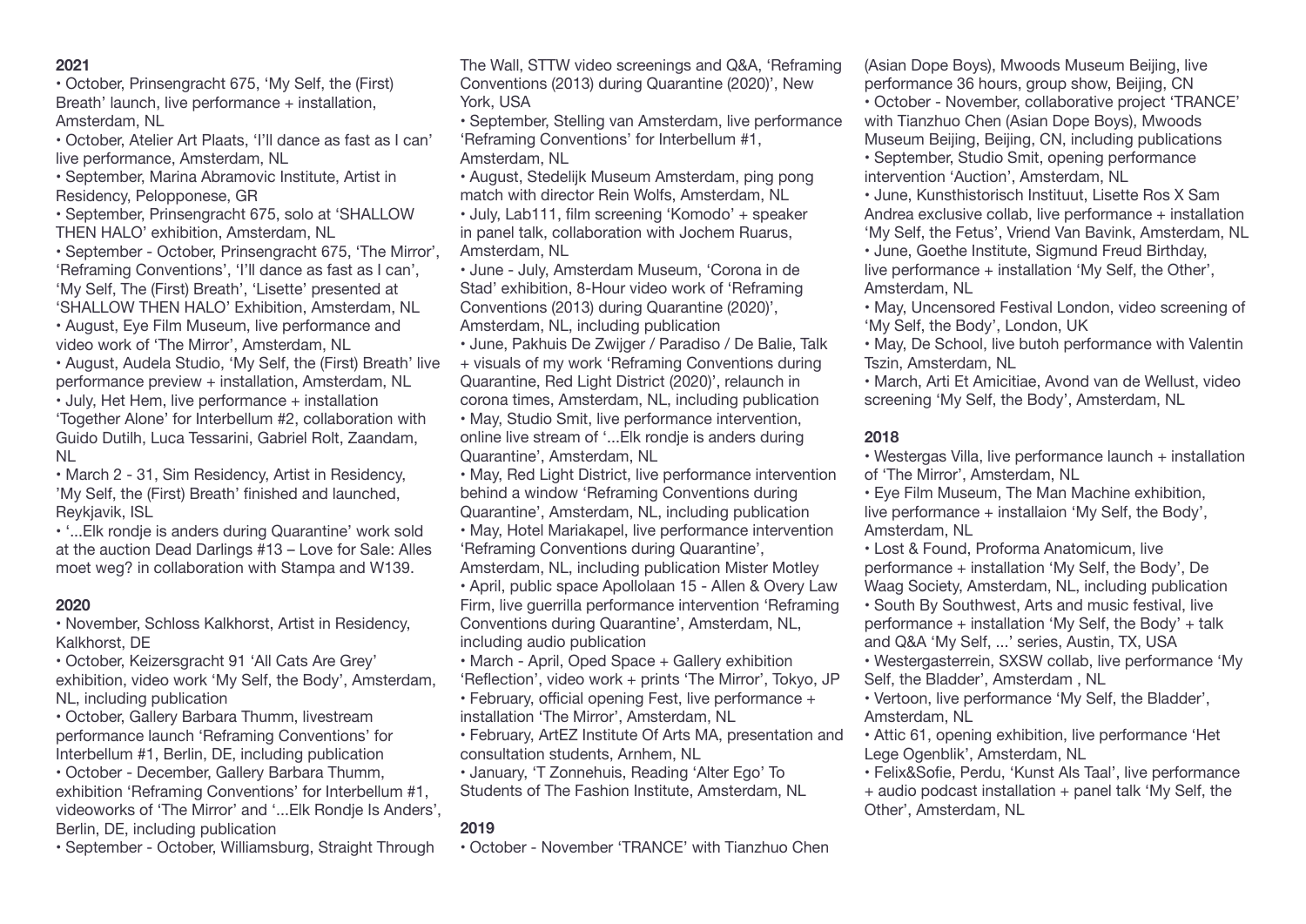## 2021

- October, Prinsengracht 675, 'My Self, the (First) Breath' launch, live performance + installation, Amsterdam, NL
- October, Atelier Art Plaats, 'I'll dance as fast as I can' live performance, Amsterdam, NL
- September, Marina Abramovic Institute, Artist in Residency, Pelopponese, GR
- September, Prinsengracht 675, solo at 'SHALLOW THEN HALO' exhibition, Amsterdam, NL
- September - October, Prinsengracht 675, 'The Mirror', 'Reframing Conventions', 'I'll dance as fast as I can', 'My Self, The (First) Breath', 'Lisette' presented at 'SHALLOW THEN HALO' Exhibition, Amsterdam, NL
- August, Eye Film Museum, live performance and video work of 'The Mirror', Amsterdam, NL
- August, Audela Studio, 'My Self, the (First) Breath' live performance preview + installation, Amsterdam, NL
- July, Het Hem, live performance + installation 'Together Alone' for Interbellum #2, collaboration with Guido Dutilh, Luca Tessarini, Gabriel Rolt, Zaandam, NL
- March 2 - 31, Sim Residency, Artist in Residency, 'My Self, the (First) Breath' finished and launched, Reykjavik, ISL
- '...Elk rondje is anders during Quarantine' work sold at the auction Dead Darlings #13 – Love for Sale: Alles moet weg? in collaboration with Stampa and W139.

## 2020

- November, Schloss Kalkhorst, Artist in Residency, Kalkhorst, DE
- October, Keizersgracht 91 'All Cats Are Grey' exhibition, video work 'My Self, the Body', Amsterdam, NL, including publication
- October, Gallery Barbara Thumm, livestream performance launch 'Reframing Conventions' for Interbellum #1, Berlin, DE, including publication
- October - December, Gallery Barbara Thumm, exhibition 'Reframing Conventions' for Interbellum #1, videoworks of 'The Mirror' and '...Elk Rondje Is Anders', Berlin, DE, including publication
- September - October, Williamsburg, Straight Through The Wall, STTW video screenings and Q&A, 'Reframing Conventions (2013) during Quarantine (2020)', New York, USA
- September, Stelling van Amsterdam, live performance 'Reframing Conventions' for Interbellum #1, Amsterdam, NL
- August, Stedelijk Museum Amsterdam, ping pong match with director Rein Wolfs, Amsterdam, NL
- July, Lab111, film screening 'Komodo' + speaker in panel talk, collaboration with Jochem Ruarus, Amsterdam, NL
- June - July, Amsterdam Museum, 'Corona in de Stad' exhibition, 8-Hour video work of 'Reframing Conventions (2013) during Quarantine (2020)', Amsterdam, NL, including publication
- June, Pakhuis De Zwijger / Paradiso / De Balie, Talk + visuals of my work 'Reframing Conventions during Quarantine, Red Light District (2020)', relaunch in corona times, Amsterdam, NL, including publication
- May, Studio Smit, live performance intervention, online live stream of '...Elk rondje is anders during Quarantine', Amsterdam, NL
- May, Red Light District, live performance intervention behind a window 'Reframing Conventions during Quarantine', Amsterdam, NL, including publication
- May, Hotel Mariakapel, live performance intervention 'Reframing Conventions during Quarantine', Amsterdam, NL, including publication Mister Motley
- April, public space Apollolaan 15 - Allen & Overy Law Firm, live guerrilla performance intervention 'Reframing Conventions during Quarantine', Amsterdam, NL, including audio publication
- March - April, Oped Space + Gallery exhibition 'Reflection', video work + prints 'The Mirror', Tokyo, JP
- February, official opening Fest, live performance + installation 'The Mirror', Amsterdam, NL
- February, ArtEZ Institute Of Arts MA, presentation and consultation students, Arnhem, NL
- January, 'T Zonnehuis, Reading 'Alter Ego' To Students of The Fashion Institute, Amsterdam, NL

## 2019

- October - November 'TRANCE' with Tianzhuo Chen (Asian Dope Boys), Mwoods Museum Beijing, live performance 36 hours, group show, Beijing, CN
- October - November, collaborative project 'TRANCE' with Tianzhuo Chen (Asian Dope Boys), Mwoods Museum Beijing, Beijing, CN, including publications
- September, Studio Smit, opening performance intervention 'Auction', Amsterdam, NL
- June, Kunsthistorisch Instituut, Lisette Ros X Sam Andrea exclusive collab, live performance + installation 'My Self, the Fetus', Vriend Van Bavink, Amsterdam, NL
- June, Goethe Institute, Sigmund Freud Birthday, live performance + installation 'My Self, the Other', Amsterdam, NL
- May, Uncensored Festival London, video screening of 'My Self, the Body', London, UK
- May, De School, live butoh performance with Valentin Tszin, Amsterdam, NL
- March, Arti Et Amicitiae, Avond van de Wellust, video screening 'My Self, the Body', Amsterdam, NL

## 2018

- Westergas Villa, live performance launch + installation of 'The Mirror', Amsterdam, NL
- Eye Film Museum, The Man Machine exhibition, live performance + installaion 'My Self, the Body', Amsterdam, NL
- Lost & Found, Proforma Anatomicum, live performance + installation 'My Self, the Body', De Waag Society, Amsterdam, NL, including publication
- South By Southwest, Arts and music festival, live performance + installation 'My Self, the Body' + talk and Q&A 'My Self, ...' series, Austin, TX, USA
- Westergasterrein, SXSW collab, live performance 'My Self, the Bladder', Amsterdam , NL
- Vertoon, live performance 'My Self, the Bladder', Amsterdam, NL
- Attic 61, opening exhibition, live performance 'Het Lege Ogenblik', Amsterdam, NL
- Felix&Sofie, Perdu, 'Kunst Als Taal', live performance + audio podcast installation + panel talk 'My Self, the Other', Amsterdam, NL